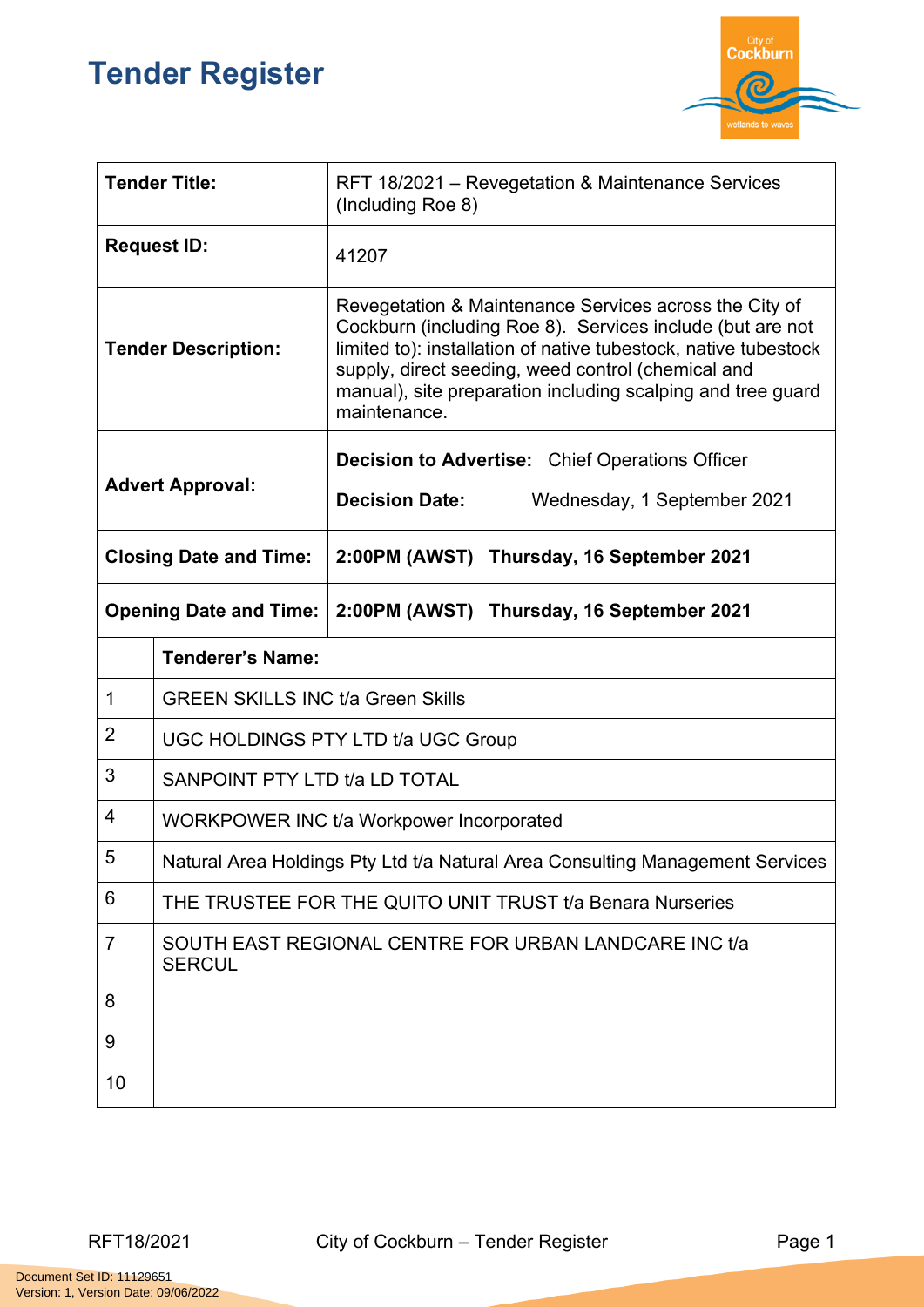# Tender Register

| | |
|---|---|
| **Tender Title:** | RFT 18/2021 – Revegetation & Maintenance Services (Including Roe 8) |
| **Request ID:** | 41207 |
| **Tender Description:** | Revegetation & Maintenance Services across the City of Cockburn (including Roe 8). Services include (but are not limited to): installation of native tubestock, native tubestock supply, direct seeding, weed control (chemical and manual), site preparation including scalping and tree guard maintenance. |
| **Advert Approval:** | **Decision to Advertise:** Chief Operations Officer<br>**Decision Date:** Wednesday, 1 September 2021 |
| **Closing Date and Time:** | **2:00PM (AWST) Thursday, 16 September 2021** |
| **Opening Date and Time:** | **2:00PM (AWST) Thursday, 16 September 2021** |

| | **Tenderer's Name:** |
|---|---|
| 1 | GREEN SKILLS INC t/a Green Skills |
| 2 | UGC HOLDINGS PTY LTD t/a UGC Group |
| 3 | SANPOINT PTY LTD t/a LD TOTAL |
| 4 | WORKPOWER INC t/a Workpower Incorporated |
| 5 | Natural Area Holdings Pty Ltd t/a Natural Area Consulting Management Services |
| 6 | THE TRUSTEE FOR THE QUITO UNIT TRUST t/a Benara Nurseries |
| 7 | SOUTH EAST REGIONAL CENTRE FOR URBAN LANDCARE INC t/a SERCUL |
| 8 | |
| 9 | |
| 10 | |

Document Set ID: 11129651
Version: 1, Version Date: 09/06/2022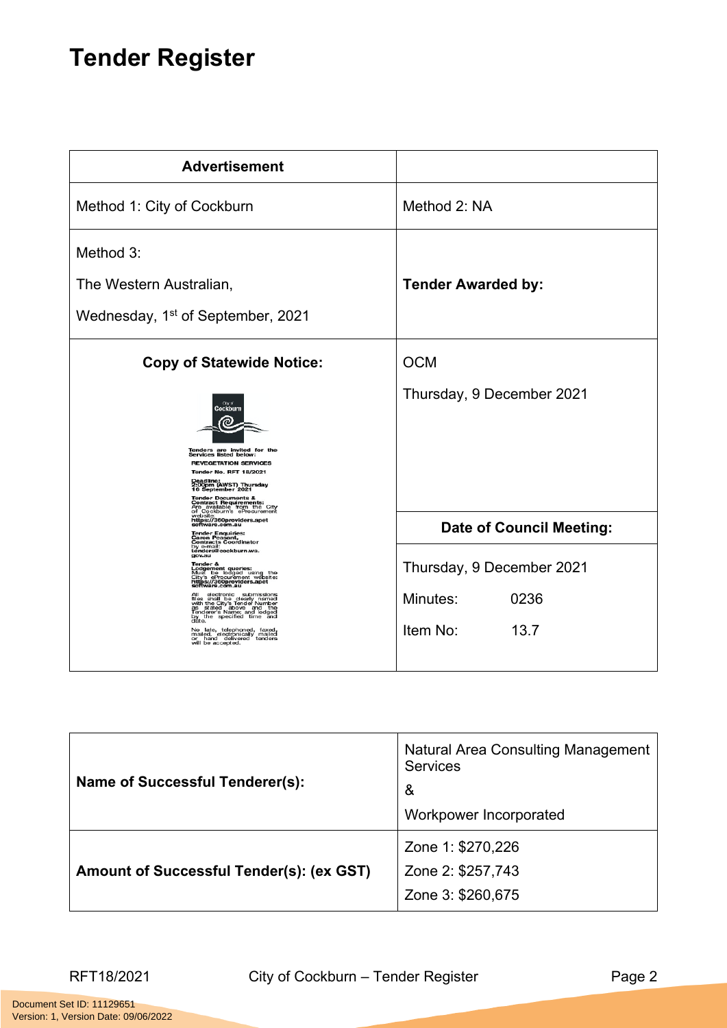# Tender Register

| Advertisement | |
|---|---|
| Method 1: City of Cockburn | Method 2: NA |
| Method 3:<br>The Western Australian,<br>Wednesday, 1st of September, 2021 | **Tender Awarded by:** |
| **Copy of Statewide Notice:**<br>City of Cockburn<br>Tenders are invited for the Services listed below:<br>REVEGETATION SERVICES<br>Tender No. RFT 18/2021<br>Deadline: 2:00pm (AWST) Thursday 16 September 2021<br>Tender Documents & Contract Requirements: Are available from the City of Cockburn's eProcurement website: https://360providers.apet software.com.au<br>Tender Enquiries: Caron Peasant, Contracts Coordinator by e-mail: tenders@cockburn.wa.gov.au<br>Tender & Lodgement queries: Must be lodged using the City's eProcurement website: https://360providers.apet software.com.au<br>All electronic submissions files shall be clearly named with the City's Tender Number as stated above and the Tenderer's Name; and lodged by the specified time and date.<br>No late, telephoned, faxed, mailed, electronically mailed or hand delivered tenders will be accepted. | OCM<br>Thursday, 9 December 2021<br><br>**Date of Council Meeting:**<br><br>Thursday, 9 December 2021<br>Minutes: 0236<br>Item No: 13.7 |

| | |
|---|---|
| **Name of Successful Tenderer(s):** | Natural Area Consulting Management Services<br>&<br>Workpower Incorporated |
| **Amount of Successful Tender(s): (ex GST)** | Zone 1: $270,226<br>Zone 2: $257,743<br>Zone 3: $260,675 |

Document Set ID: 11129651
Version: 1, Version Date: 09/06/2022